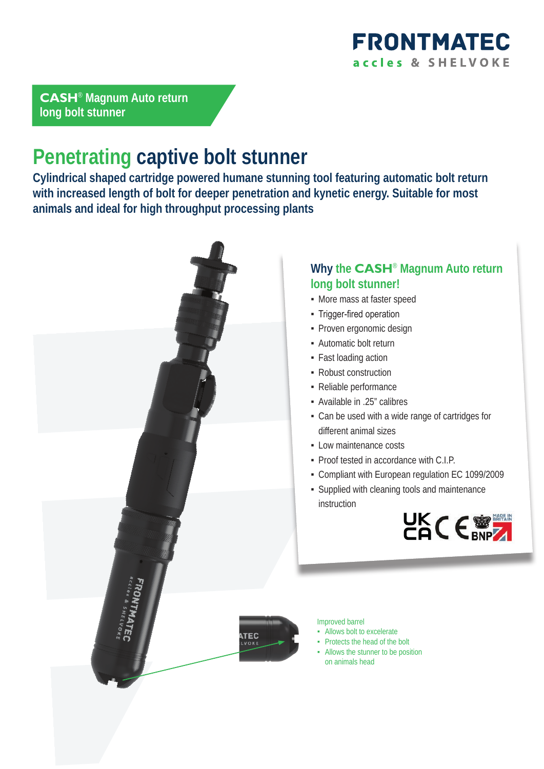FRONTMATEC

accles & SHELVOKE

**CASH® Magnum Auto return long bolt stunner**

# Penetrating captive bolt stunner

**Cylindrical shaped cartridge powered humane stunning tool featuring automatic bolt return with increased length of bolt for deeper penetration and kynetic energy. Suitable for most animals and ideal for high throughput processing plants**

## Why the CASH® Magnum Auto return long bolt stunner!

- More mass at faster speed
- Trigger-fired operation
- Proven ergonomic design
- Automatic bolt return
- Fast loading action
- Robust construction
- Reliable performance
- Available in .25" calibres
- Can be used with a wide range of cartridges for different animal sizes
- Low maintenance costs
- Proof tested in accordance with C.I.P.
- Compliant with European regulation EC 1099/2009
- Supplied with cleaning tools and maintenance instruction

Improved barrel

- Allows bolt to excelerate
- Protects the head of the bolt
- Allows the stunner to be position on animals head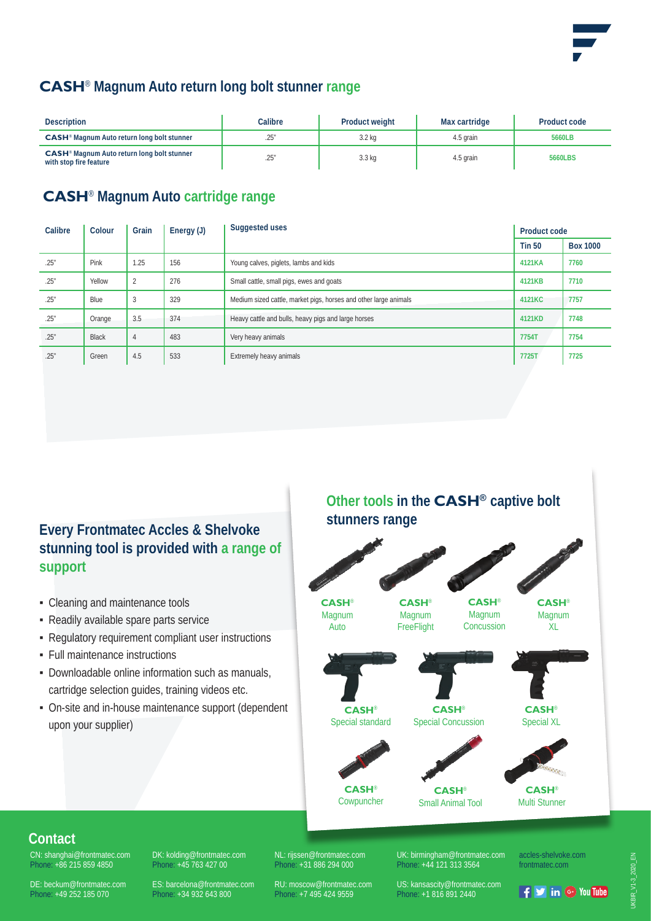## CASH® Magnum Auto return long bolt stunner range

| Description | Calibre | Product weight | Max cartridge | Product code |
|---|---|---|---|---|
| CASH® Magnum Auto return long bolt stunner | .25" | 3.2 kg | 4.5 grain | 5660LB |
| CASH® Magnum Auto return long bolt stunner with stop fire feature | .25" | 3.3 kg | 4.5 grain | 5660LBS |

## CASH® Magnum Auto cartridge range

| Calibre | Colour | Grain | Energy (J) | Suggested uses | Product code | |
|---|---|---|---|---|---|---|
| | | | | | Tin 50 | Box 1000 |
| .25" | Pink | 1.25 | 156 | Young calves, piglets, lambs and kids | 4121KA | 7760 |
| .25" | Yellow | 2 | 276 | Small cattle, small pigs, ewes and goats | 4121KB | 7710 |
| .25" | Blue | 3 | 329 | Medium sized cattle, market pigs, horses and other large animals | 4121KC | 7757 |
| .25" | Orange | 3.5 | 374 | Heavy cattle and bulls, heavy pigs and large horses | 4121KD | 7748 |
| .25" | Black | 4 | 483 | Very heavy animals | 7754T | 7754 |
| .25" | Green | 4.5 | 533 | Extremely heavy animals | 7725T | 7725 |

## Every Frontmatec Accles & Shelvoke stunning tool is provided with a range of support

- Cleaning and maintenance tools
- Readily available spare parts service
- Regulatory requirement compliant user instructions
- Full maintenance instructions
- Downloadable online information such as manuals, cartridge selection guides, training videos etc.
- On-site and in-house maintenance support (dependent upon your supplier)

## Other tools in the CASH® captive bolt stunners range

CASH® Magnum Auto

CASH® Magnum FreeFlight

CASH® Magnum Concussion

CASH® Magnum XL

CASH® Special standard

CASH® Special Concussion

CASH® Special XL

CASH® Cowpuncher

CASH® Small Animal Tool

CASH® Multi Stunner

## Contact

CN: shanghai@frontmatec.com
Phone: +86 215 859 4850

DE: beckum@frontmatec.com
Phone: +49 252 185 070

DK: kolding@frontmatec.com
Phone: +45 763 427 00

ES: barcelona@frontmatec.com
Phone: +34 932 643 800

NL: rijssen@frontmatec.com
Phone: +31 886 294 000

RU: moscow@frontmatec.com
Phone: +7 495 424 9559

UK: birmingham@frontmatec.com
Phone: +44 121 313 3564

US: kansascity@frontmatec.com
Phone: +1 816 891 2440

accles-shelvoke.com
frontmatec.com

UKBR_V1-3_2020_EN